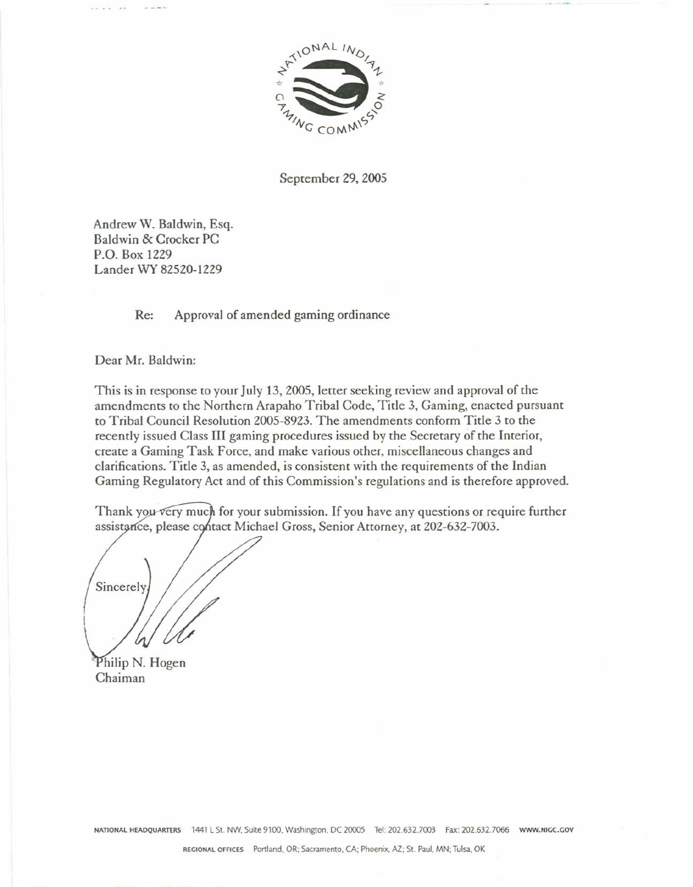September 29, 2005

Andrew W. Baldwin, Esq.
Baldwin & Crocker PC
P.O. Box 1229
Lander WY 82520-1229

Re: Approval of amended gaming ordinance

Dear Mr. Baldwin:

This is in response to your July 13, 2005, letter seeking review and approval of the amendments to the Northern Arapaho Tribal Code, Title 3, Gaming, enacted pursuant to Tribal Council Resolution 2005-8923. The amendments conform Title 3 to the recently issued Class III gaming procedures issued by the Secretary of the Interior, create a Gaming Task Force, and make various other, miscellaneous changes and clarifications. Title 3, as amended, is consistent with the requirements of the Indian Gaming Regulatory Act and of this Commission's regulations and is therefore approved.

Thank you very much for your submission. If you have any questions or require further assistance, please contact Michael Gross, Senior Attorney, at 202-632-7003.

Sincerely,

Philip N. Hogen
Chaiman

NATIONAL HEADQUARTERS 1441 L St. NW, Suite 9100, Washington, DC 20005 Tel: 202.632.7003 Fax: 202.632.7066 WWW.NIGC.GOV

REGIONAL OFFICES Portland, OR; Sacramento, CA; Phoenix, AZ; St. Paul, MN; Tulsa, OK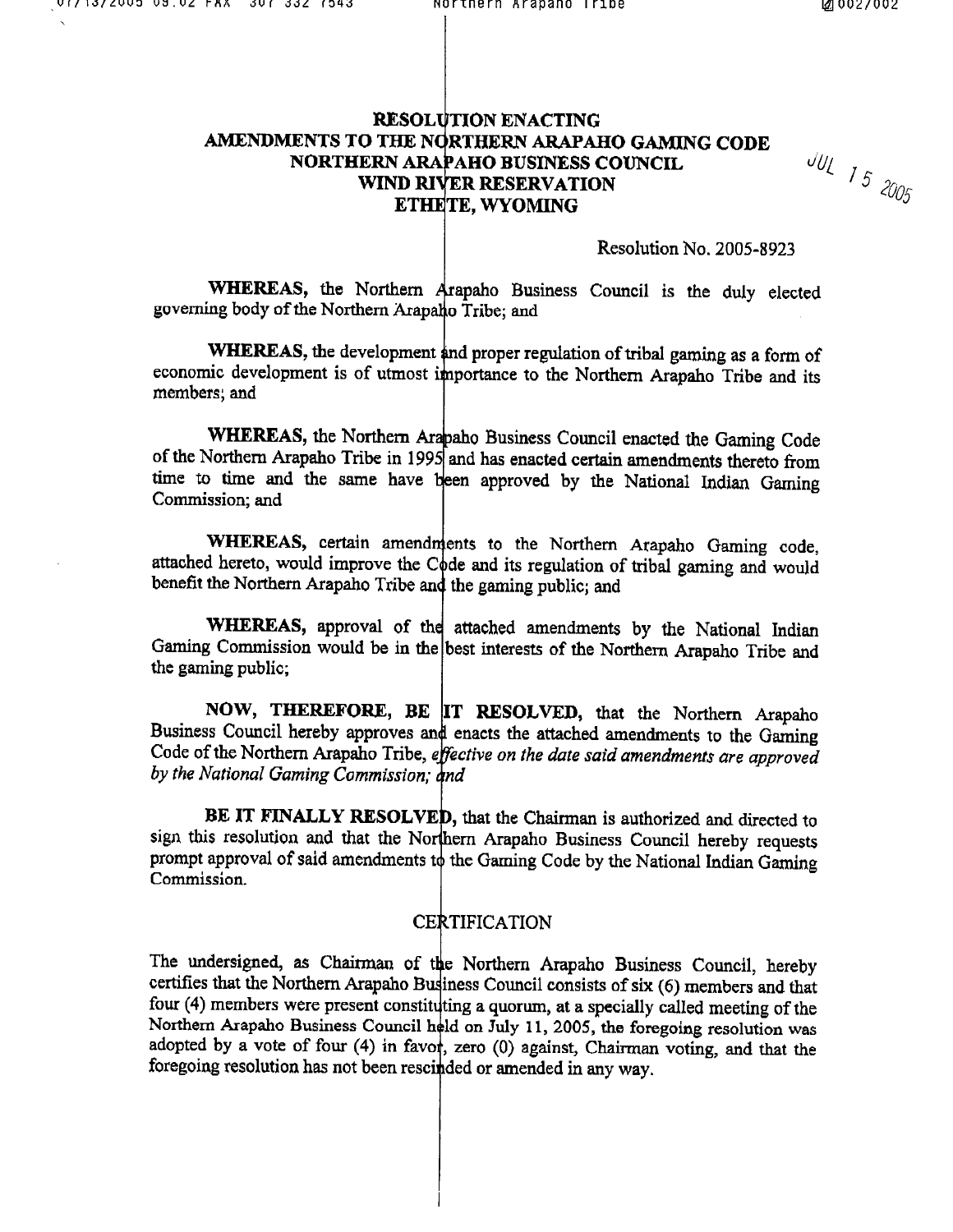# RESOLUTION ENACTING AMENDMENTS TO THE NORTHERN ARAPAHO GAMING CODE NORTHERN ARAPAHO BUSINESS COUNCIL WIND RIVER RESERVATION ETHETE, WYOMING

JUL 15 2005

Resolution No. 2005-8923

**WHEREAS,** the Northern Arapaho Business Council is the duly elected governing body of the Northern Arapaho Tribe; and

**WHEREAS,** the development and proper regulation of tribal gaming as a form of economic development is of utmost importance to the Northern Arapaho Tribe and its members; and

**WHEREAS,** the Northern Arapaho Business Council enacted the Gaming Code of the Northern Arapaho Tribe in 1995 and has enacted certain amendments thereto from time to time and the same have been approved by the National Indian Gaming Commission; and

**WHEREAS,** certain amendments to the Northern Arapaho Gaming code, attached hereto, would improve the Code and its regulation of tribal gaming and would benefit the Northern Arapaho Tribe and the gaming public; and

**WHEREAS,** approval of the attached amendments by the National Indian Gaming Commission would be in the best interests of the Northern Arapaho Tribe and the gaming public;

**NOW, THEREFORE, BE IT RESOLVED,** that the Northern Arapaho Business Council hereby approves and enacts the attached amendments to the Gaming Code of the Northern Arapaho Tribe, *effective on the date said amendments are approved by the National Gaming Commission; and*

**BE IT FINALLY RESOLVED,** that the Chairman is authorized and directed to sign this resolution and that the Northern Arapaho Business Council hereby requests prompt approval of said amendments to the Gaming Code by the National Indian Gaming Commission.

## CERTIFICATION

The undersigned, as Chairman of the Northern Arapaho Business Council, hereby certifies that the Northern Arapaho Business Council consists of six (6) members and that four (4) members were present constituting a quorum, at a specially called meeting of the Northern Arapaho Business Council held on July 11, 2005, the foregoing resolution was adopted by a vote of four (4) in favor, zero (0) against, Chairman voting, and that the foregoing resolution has not been rescinded or amended in any way.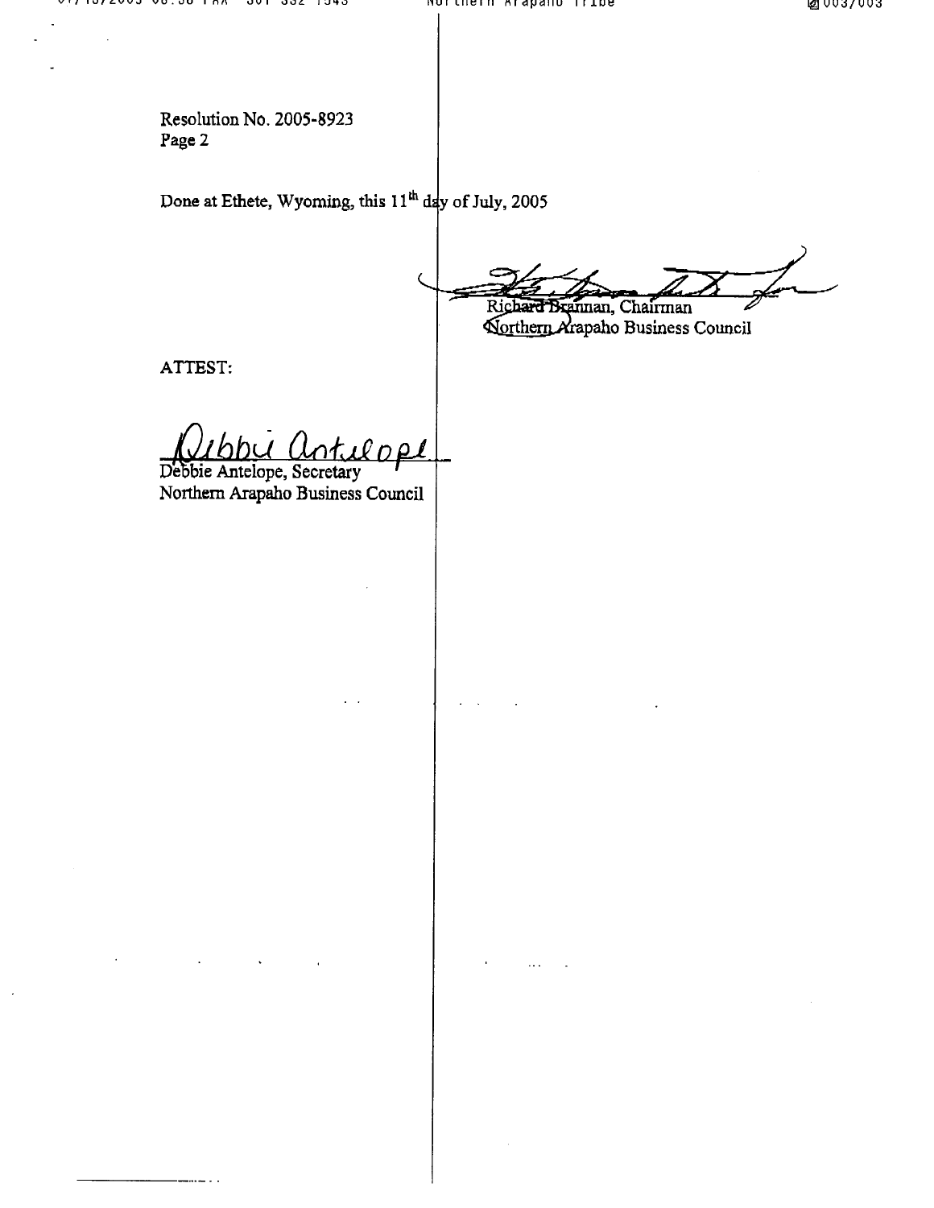Resolution No. 2005-8923
Page 2

Done at Ethete, Wyoming, this 11th day of July, 2005

Richard Brannan, Chairman
Northern Arapaho Business Council

ATTEST:

Debbie Antelope

Debbie Antelope, Secretary
Northern Arapaho Business Council